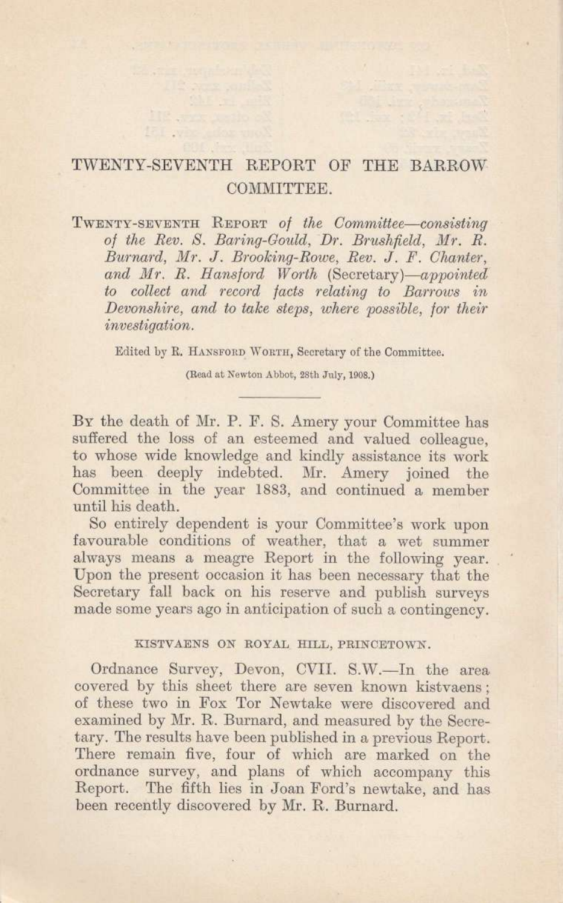# TWENTY-SEVENTH REPORT OF THE BARROW COMMITTEE.

TWENTY-SEVENTH REPORT *of the Committee—consisting of the Rev. S. Baring-Gould, Dr. Brushfield, Mr. R. Burnard, Mr. J. Brooking-Rowe, Rev. J. F. Chanter, and Mr. R. Hansford Worth* (Secretary)—*appointed to collect and record facts relating to Barrows in Devonshire, and to take steps, where possible, for their investigation.*

Edited by R. HANSFORD WORTH, Secretary of the Committee.

(Read at Newton Abbot, 28th July, 1908.)

---

BY the death of Mr. P. F. S. Amery your Committee has suffered the loss of an esteemed and valued colleague, to whose wide knowledge and kindly assistance its work has been deeply indebted. Mr. Amery joined the Committee in the year 1883, and continued a member until his death.

So entirely dependent is your Committee's work upon favourable conditions of weather, that a wet summer always means a meagre Report in the following year. Upon the present occasion it has been necessary that the Secretary fall back on his reserve and publish surveys made some years ago in anticipation of such a contingency.

## KISTVAENS ON ROYAL HILL, PRINCETOWN.

Ordnance Survey, Devon, CVII. S.W.—In the area covered by this sheet there are seven known kistvaens; of these two in Fox Tor Newtake were discovered and examined by Mr. R. Burnard, and measured by the Secretary. The results have been published in a previous Report. There remain five, four of which are marked on the ordnance survey, and plans of which accompany this Report. The fifth lies in Joan Ford's newtake, and has been recently discovered by Mr. R. Burnard.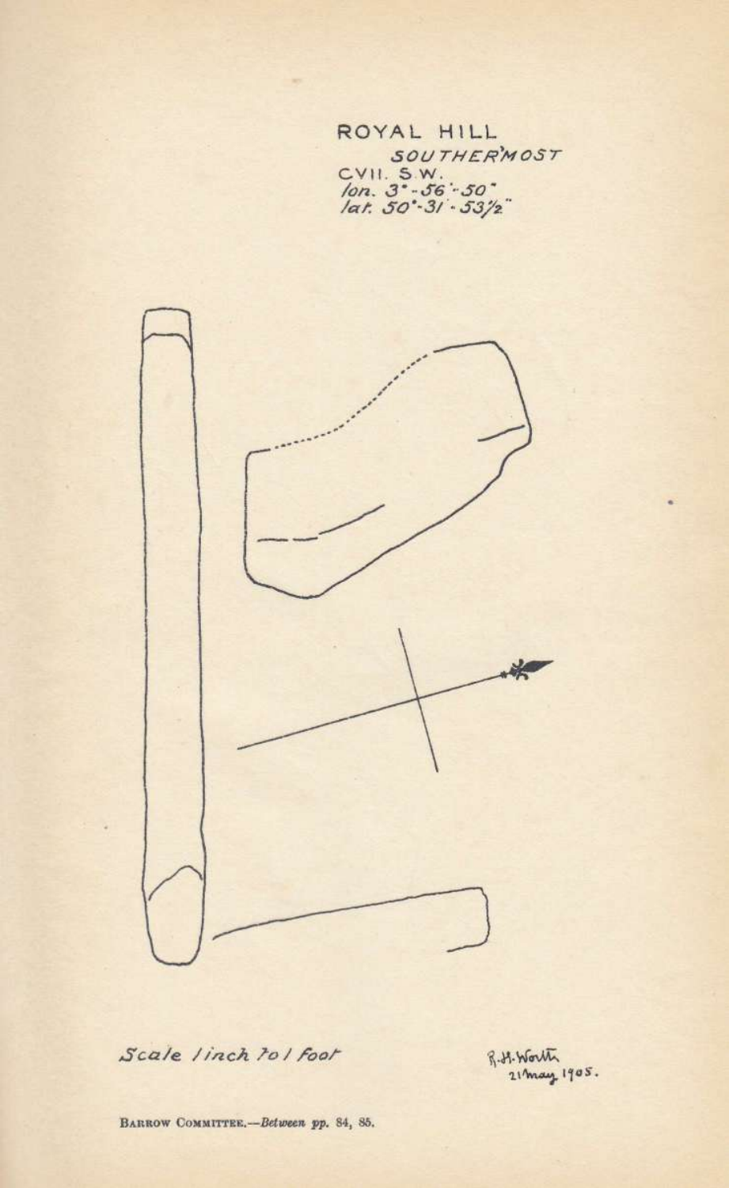ROYAL HILL

*SOUTHERMOST*

CVII. S.W.

*lon.* 3°-56'-50"

*lat.* 50°-31'-53½"

*Scale 1 inch to 1 foot*

R. H. Worth
21 May 1905.

BARROW COMMITTEE.—*Between pp.* 84, 85.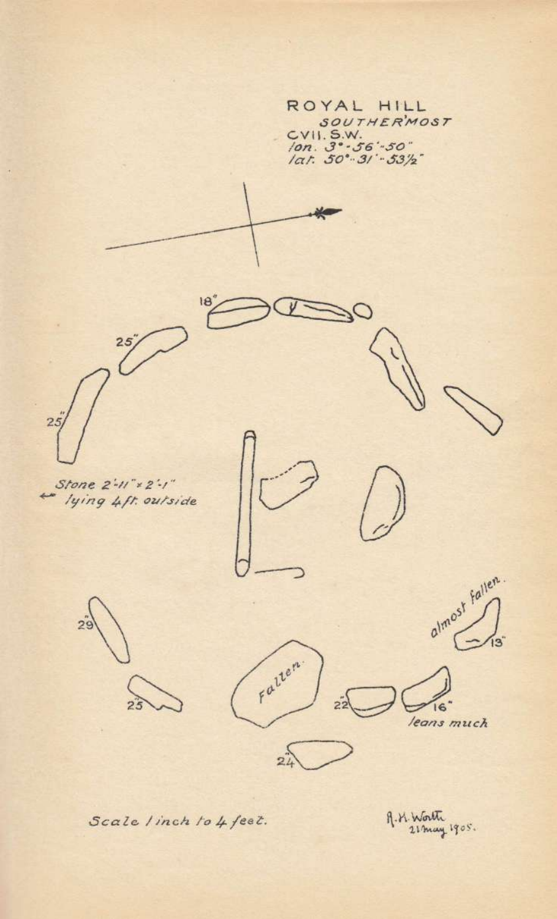ROYAL HILL

*SOUTHER'MOST*

CVII. S.W.

*lon. 3°-56'-50"*

*lat. 50°-31'-53½"*

18"

25"

25"

Stone 2'-11" × 2'-1" lying 4ft. outside

29"

25"

Fallen.

almost fallen.

13"

22"

16"

leans much

24"

*Scale 1 inch to 4 feet.*

R. H. Worth 21 May 1905.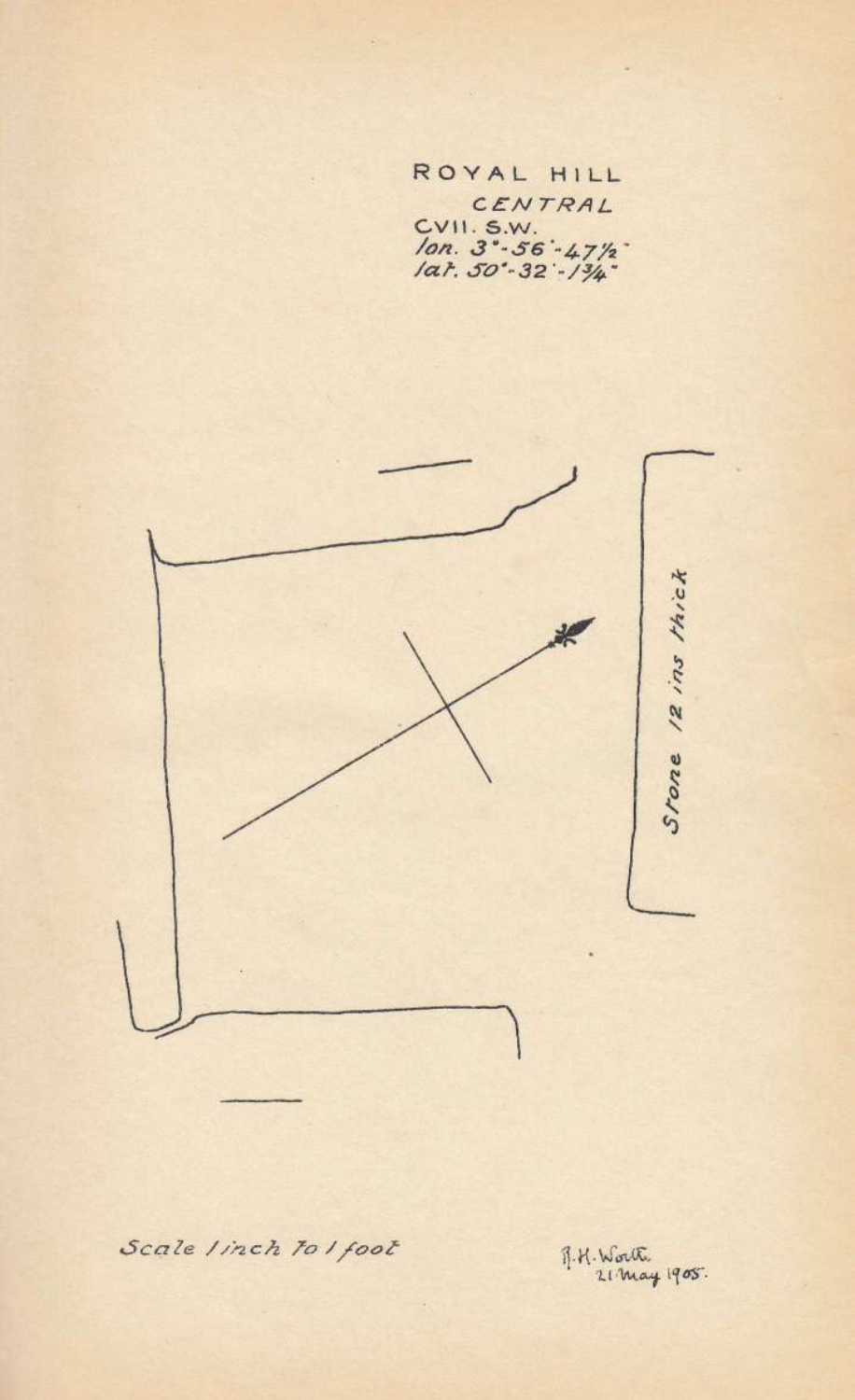ROYAL HILL

CENTRAL

CVII. S.W.

*lon. 3°-56'-47½"*

*lat. 50°-32'-1¾"*

*Stone 12 ins thick*

*Scale 1 inch to 1 foot*

R.H. Worth
21 May 1905.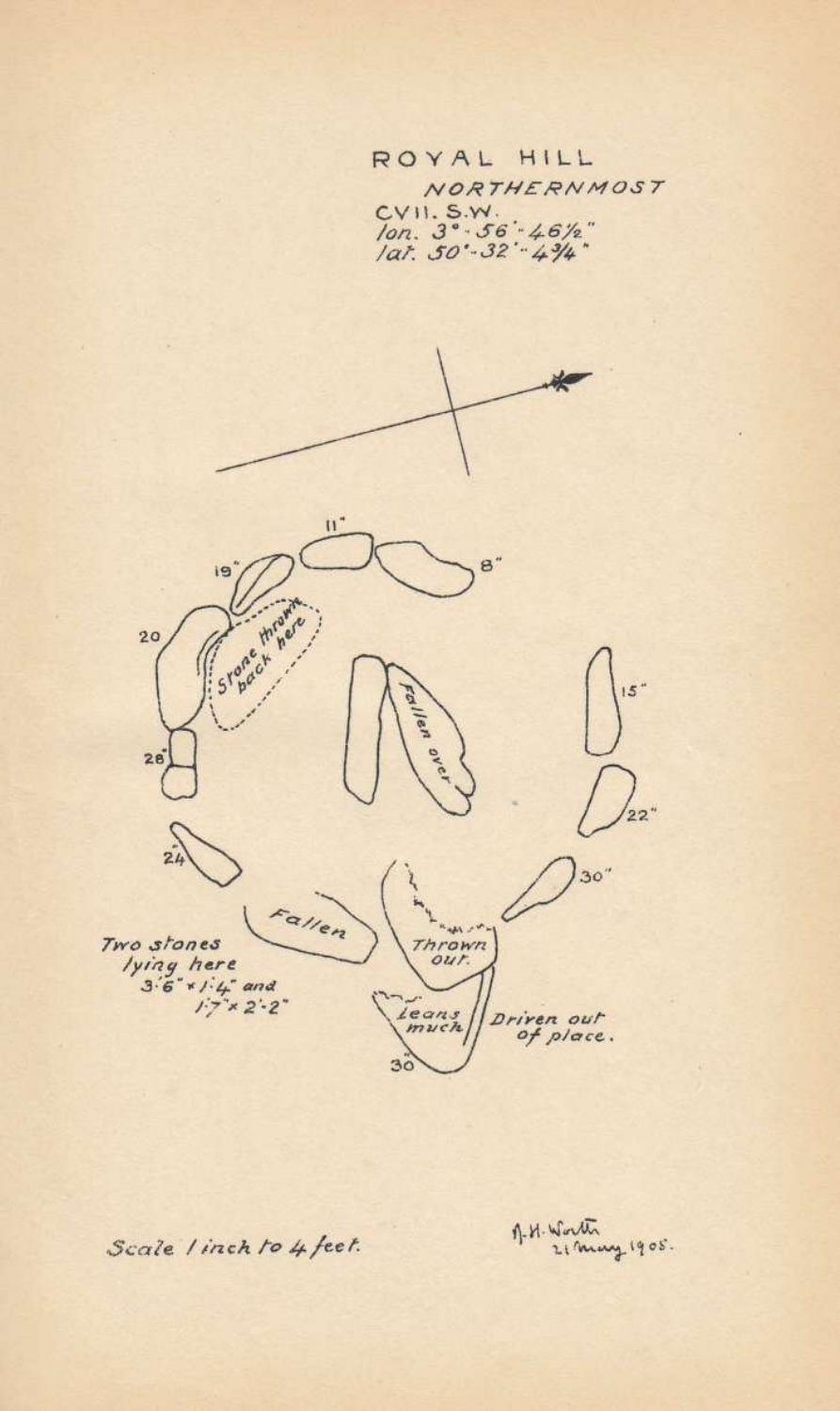# ROYAL HILL

*NORTHERNMOST*

CVII. S.W.
*lon.* 3° - 56' - 46½"
*lat.* 50° - 32' - 4¾"

11"

8"

19"

20

*Stone thrown back here*

*Fallen over*

15"

28"

22"

24

30"

*Fallen*

*Thrown out.*

*Two stones lying here*
*3'6" × 1'4" and*
*1'7" × 2'2"*

*Leans much*

*Driven out of place.*

30

*Scale 1 inch to 4 feet.*

R. H. Worth
21 May 1905.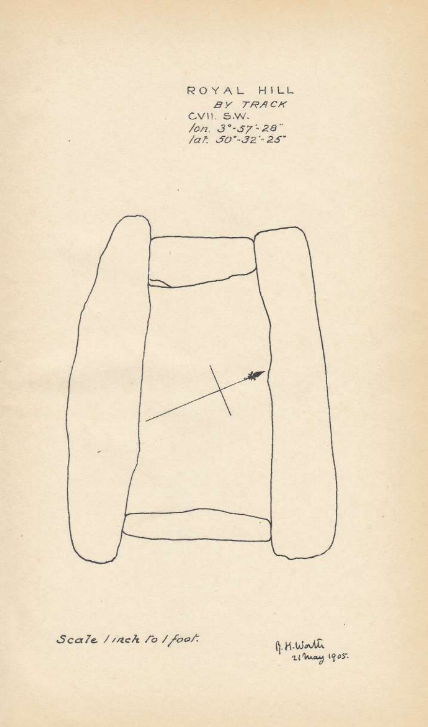ROYAL HILL

BY TRACK

CVII. S.W.

lon. 3°-57'-28"

lat. 50°-32'-25"

Scale 1 inch to 1 foot.

R. H. Worth
21 May 1905.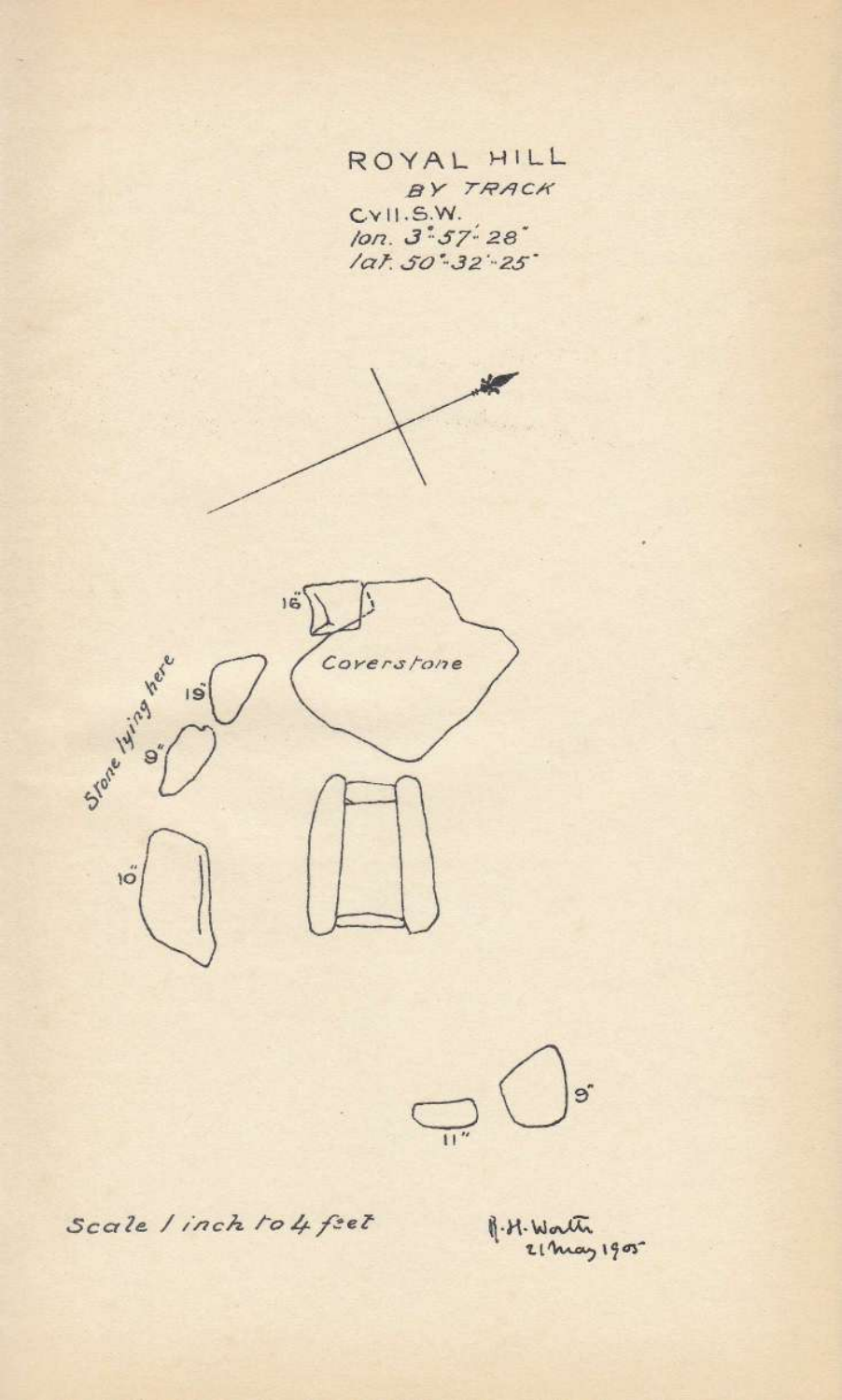# ROYAL HILL

*BY TRACK*

C.VII.S.W.

*lon. 3°-57'-28"*

*lat. 50°-32'-25"*

16"

Coverstone

19"

9"

Stone lying here

10"

9"

11"

*Scale 1 inch to 4 feet*

R. H. Worth
21 May 1905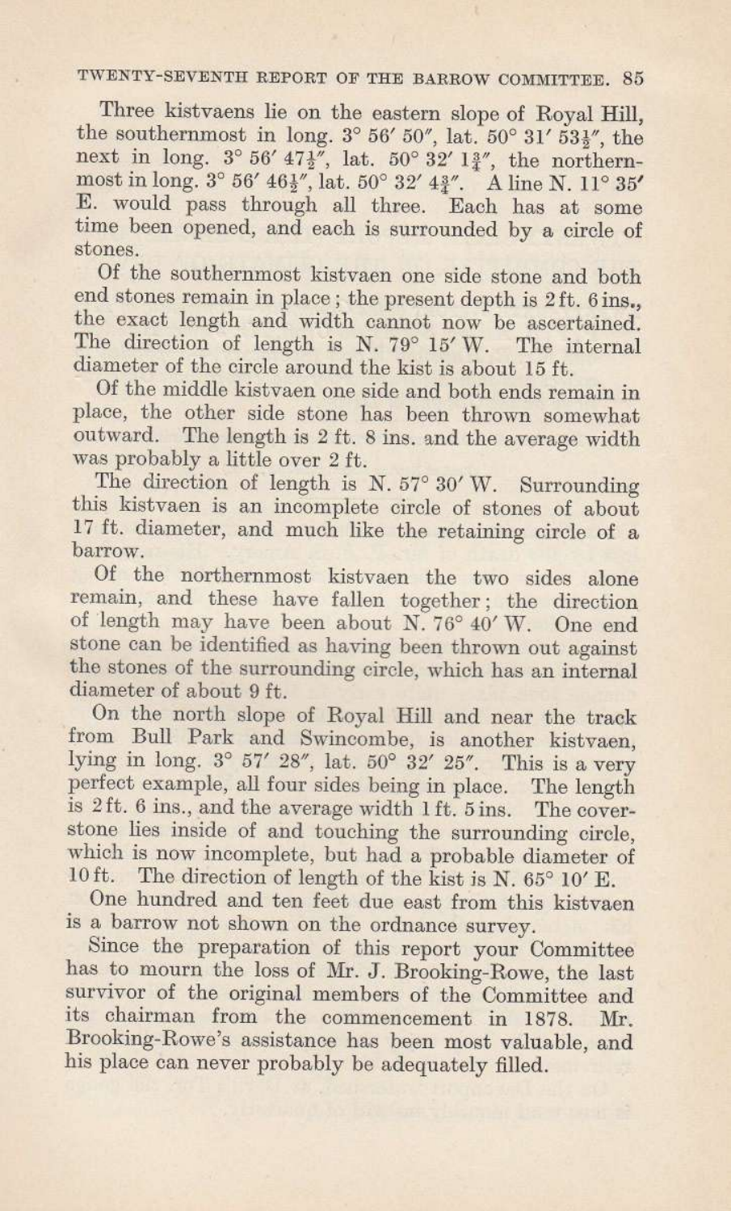Three kistvaens lie on the eastern slope of Royal Hill, the southernmost in long. 3° 56′ 50″, lat. 50° 31′ 53½″, the next in long. 3° 56′ 47½″, lat. 50° 32′ 1¾″, the northernmost in long. 3° 56′ 46½″, lat. 50° 32′ 4¾″. A line N. 11° 35′ E. would pass through all three. Each has at some time been opened, and each is surrounded by a circle of stones.

Of the southernmost kistvaen one side stone and both end stones remain in place; the present depth is 2 ft. 6 ins., the exact length and width cannot now be ascertained. The direction of length is N. 79° 15′ W. The internal diameter of the circle around the kist is about 15 ft.

Of the middle kistvaen one side and both ends remain in place, the other side stone has been thrown somewhat outward. The length is 2 ft. 8 ins. and the average width was probably a little over 2 ft.

The direction of length is N. 57° 30′ W. Surrounding this kistvaen is an incomplete circle of stones of about 17 ft. diameter, and much like the retaining circle of a barrow.

Of the northernmost kistvaen the two sides alone remain, and these have fallen together; the direction of length may have been about N. 76° 40′ W. One end stone can be identified as having been thrown out against the stones of the surrounding circle, which has an internal diameter of about 9 ft.

On the north slope of Royal Hill and near the track from Bull Park and Swincombe, is another kistvaen, lying in long. 3° 57′ 28″, lat. 50° 32′ 25″. This is a very perfect example, all four sides being in place. The length is 2 ft. 6 ins., and the average width 1 ft. 5 ins. The cover-stone lies inside of and touching the surrounding circle, which is now incomplete, but had a probable diameter of 10 ft. The direction of length of the kist is N. 65° 10′ E.

One hundred and ten feet due east from this kistvaen is a barrow not shown on the ordnance survey.

Since the preparation of this report your Committee has to mourn the loss of Mr. J. Brooking-Rowe, the last survivor of the original members of the Committee and its chairman from the commencement in 1878. Mr. Brooking-Rowe's assistance has been most valuable, and his place can never probably be adequately filled.